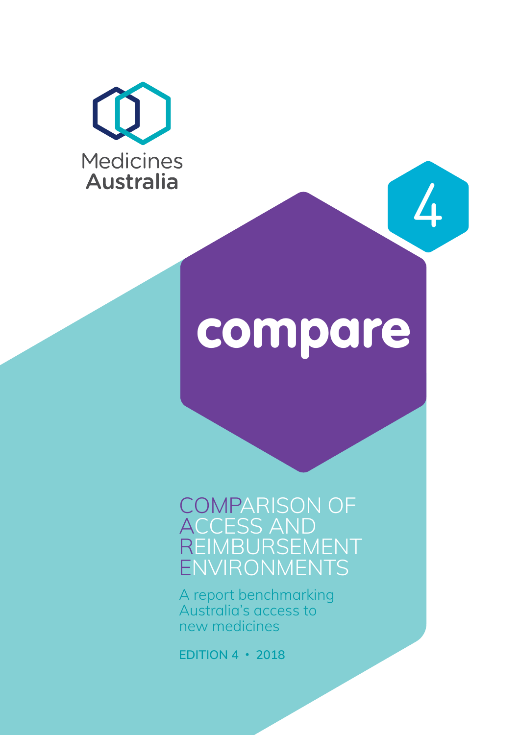Medicines Australia

4

# compare

## COMPARISON OF ACCESS AND REIMBURSEMENT ENVIRONMENTS

A report benchmarking Australia's access to new medicines

**EDITION 4 • 2018**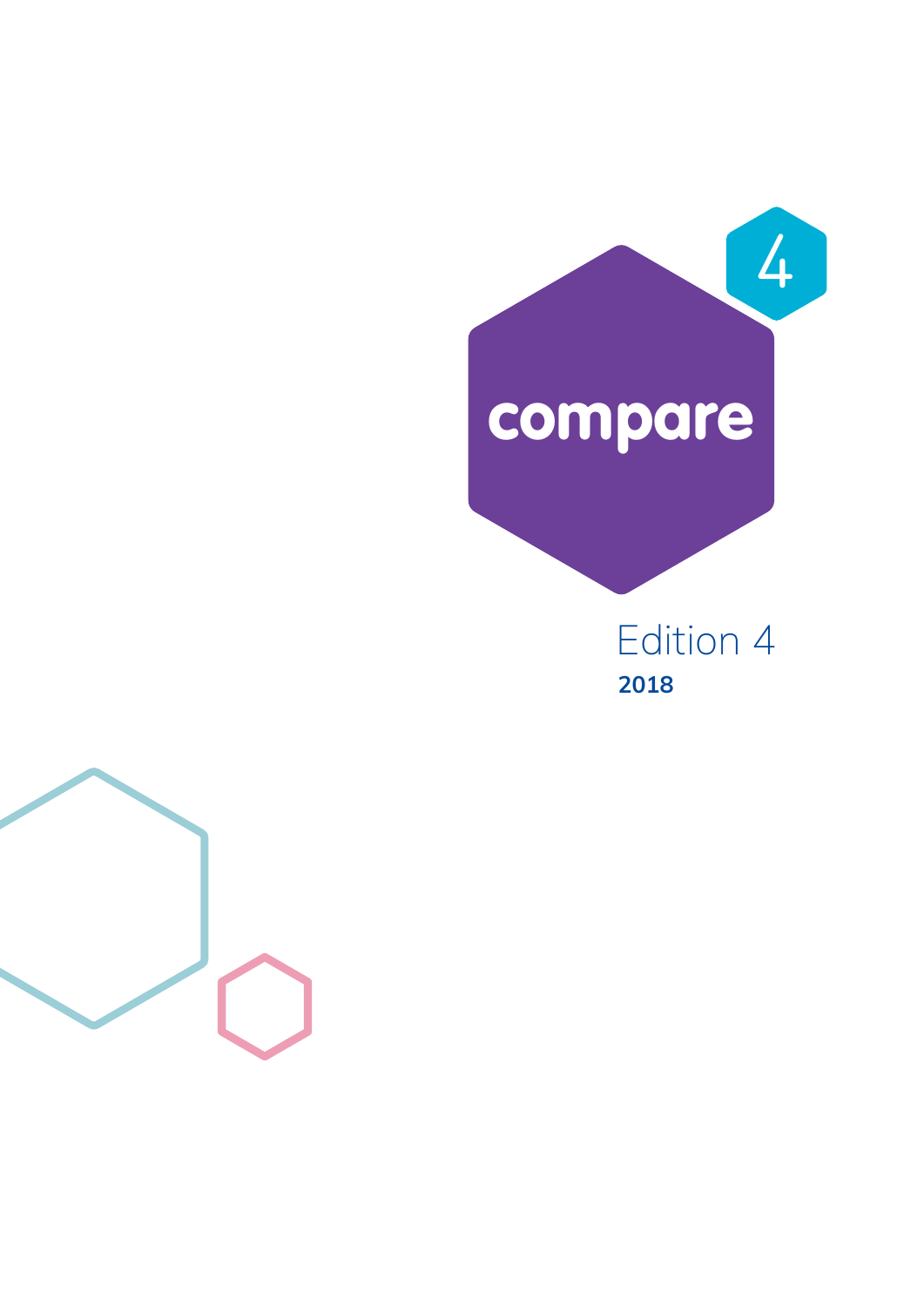compare

4

Edition 4

**2018**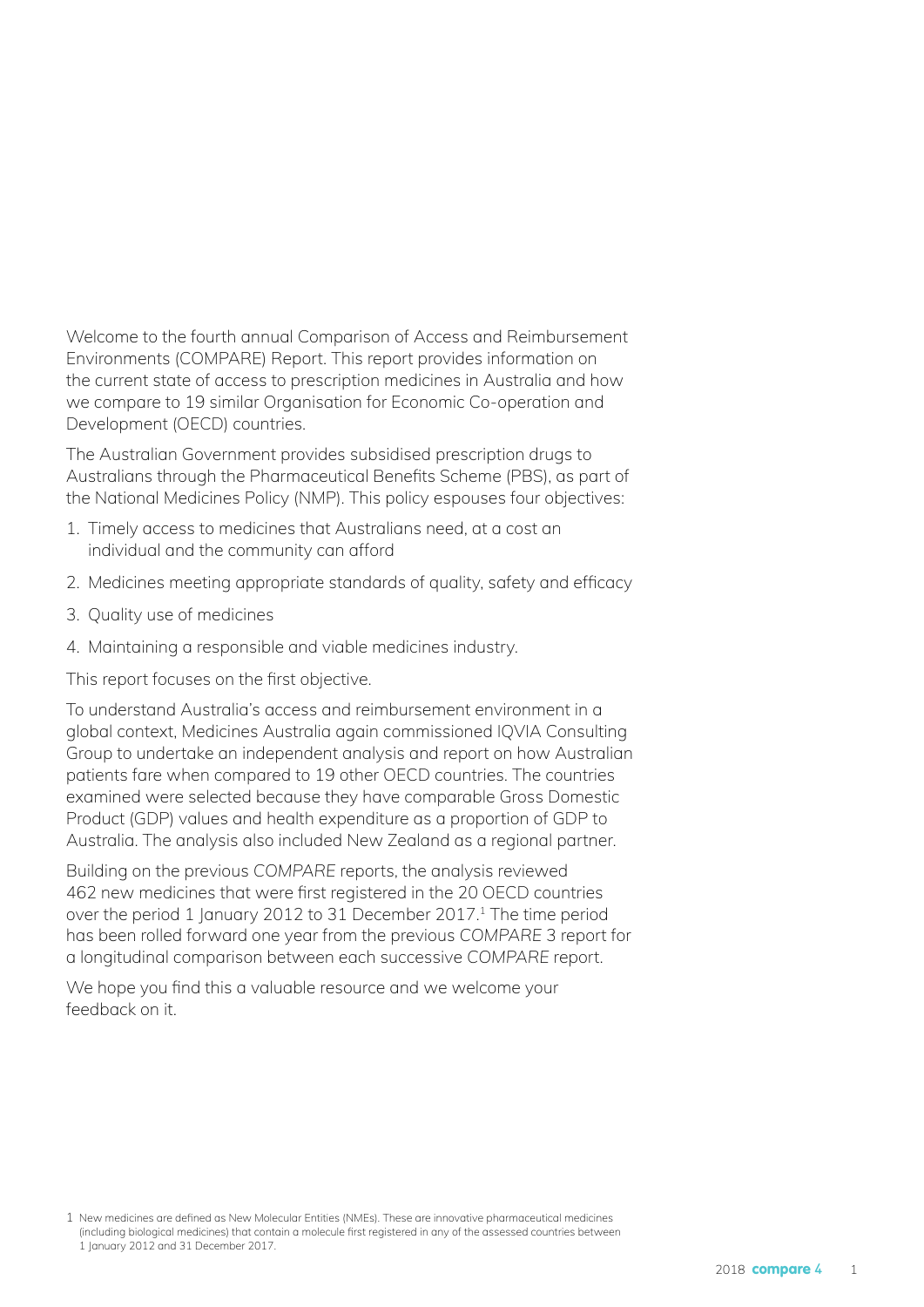Welcome to the fourth annual Comparison of Access and Reimbursement Environments (COMPARE) Report. This report provides information on the current state of access to prescription medicines in Australia and how we compare to 19 similar Organisation for Economic Co-operation and Development (OECD) countries.

The Australian Government provides subsidised prescription drugs to Australians through the Pharmaceutical Benefits Scheme (PBS), as part of the National Medicines Policy (NMP). This policy espouses four objectives:

1. Timely access to medicines that Australians need, at a cost an individual and the community can afford
2. Medicines meeting appropriate standards of quality, safety and efficacy
3. Quality use of medicines
4. Maintaining a responsible and viable medicines industry.

This report focuses on the first objective.

To understand Australia's access and reimbursement environment in a global context, Medicines Australia again commissioned IQVIA Consulting Group to undertake an independent analysis and report on how Australian patients fare when compared to 19 other OECD countries. The countries examined were selected because they have comparable Gross Domestic Product (GDP) values and health expenditure as a proportion of GDP to Australia. The analysis also included New Zealand as a regional partner.

Building on the previous *COMPARE* reports, the analysis reviewed 462 new medicines that were first registered in the 20 OECD countries over the period 1 January 2012 to 31 December 2017.[1] The time period has been rolled forward one year from the previous *COMPARE* 3 report for a longitudinal comparison between each successive *COMPARE* report.

We hope you find this a valuable resource and we welcome your feedback on it.

1 New medicines are defined as New Molecular Entities (NMEs). These are innovative pharmaceutical medicines (including biological medicines) that contain a molecule first registered in any of the assessed countries between 1 January 2012 and 31 December 2017.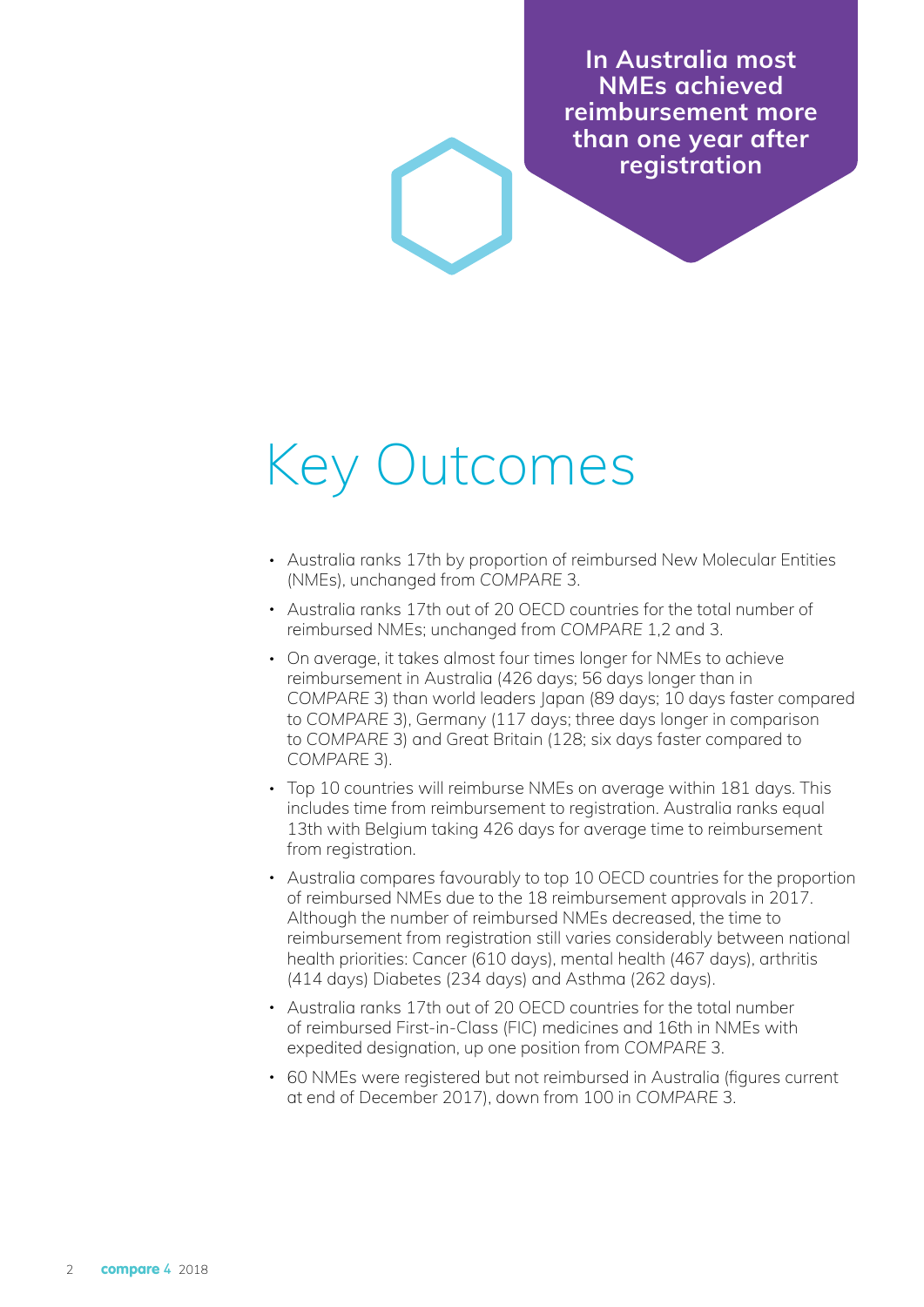**In Australia most NMEs achieved reimbursement more than one year after registration**

# Key Outcomes

- Australia ranks 17th by proportion of reimbursed New Molecular Entities (NMEs), unchanged from *COMPARE* 3.
- Australia ranks 17th out of 20 OECD countries for the total number of reimbursed NMEs; unchanged from *COMPARE* 1,2 and 3.
- On average, it takes almost four times longer for NMEs to achieve reimbursement in Australia (426 days; 56 days longer than in *COMPARE* 3) than world leaders Japan (89 days; 10 days faster compared to *COMPARE* 3), Germany (117 days; three days longer in comparison to *COMPARE* 3) and Great Britain (128; six days faster compared to *COMPARE* 3).
- Top 10 countries will reimburse NMEs on average within 181 days. This includes time from reimbursement to registration. Australia ranks equal 13th with Belgium taking 426 days for average time to reimbursement from registration.
- Australia compares favourably to top 10 OECD countries for the proportion of reimbursed NMEs due to the 18 reimbursement approvals in 2017. Although the number of reimbursed NMEs decreased, the time to reimbursement from registration still varies considerably between national health priorities: Cancer (610 days), mental health (467 days), arthritis (414 days) Diabetes (234 days) and Asthma (262 days).
- Australia ranks 17th out of 20 OECD countries for the total number of reimbursed First-in-Class (FIC) medicines and 16th in NMEs with expedited designation, up one position from *COMPARE* 3.
- 60 NMEs were registered but not reimbursed in Australia (figures current at end of December 2017), down from 100 in *COMPARE* 3.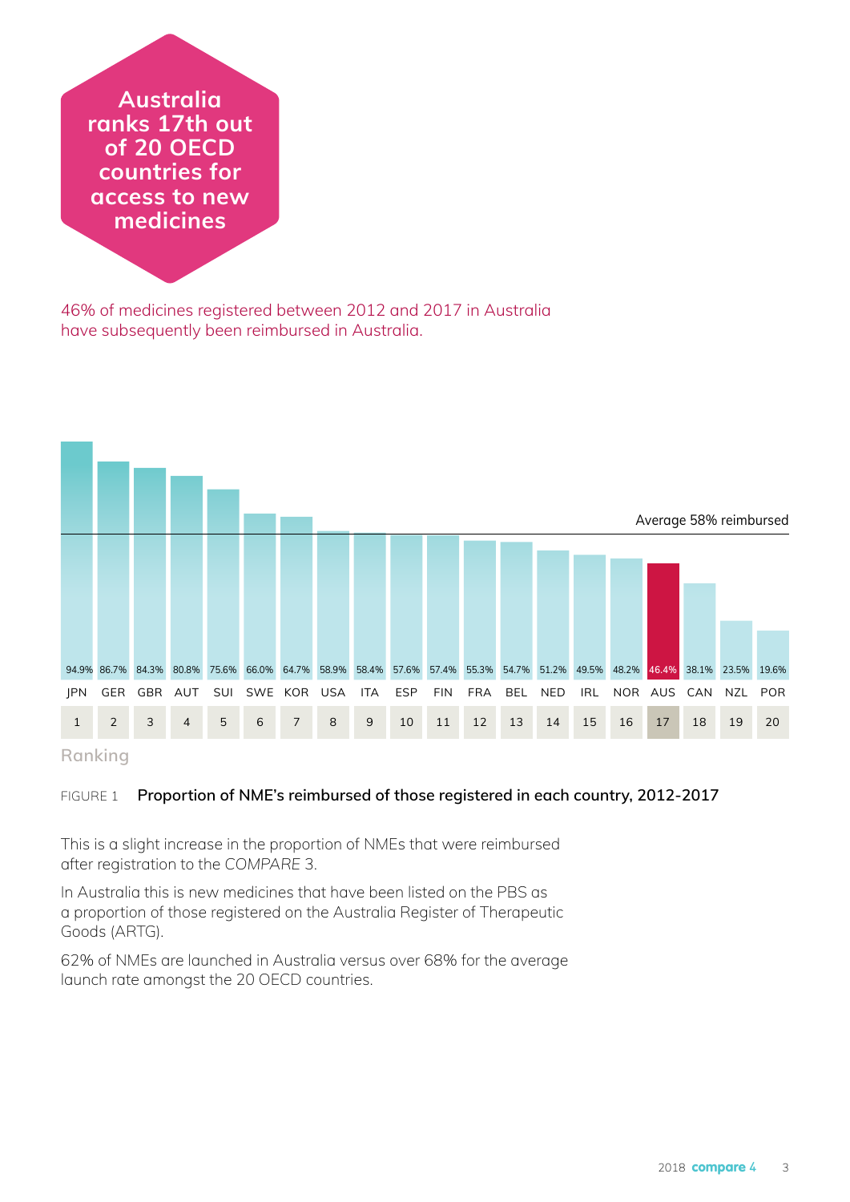# Australia ranks 17th out of 20 OECD countries for access to new medicines

46% of medicines registered between 2012 and 2017 in Australia have subsequently been reimbursed in Australia.

Average 58% reimbursed

| Ranking | Country | Proportion reimbursed |
|---|---|---|
| 1 | JPN | 94.9% |
| 2 | GER | 86.7% |
| 3 | GBR | 84.3% |
| 4 | AUT | 80.8% |
| 5 | SUI | 75.6% |
| 6 | SWE | 66.0% |
| 7 | KOR | 64.7% |
| 8 | USA | 58.9% |
| 9 | ITA | 58.4% |
| 10 | ESP | 57.6% |
| 11 | FIN | 57.4% |
| 12 | FRA | 55.3% |
| 13 | BEL | 54.7% |
| 14 | NED | 51.2% |
| 15 | IRL | 49.5% |
| 16 | NOR | 48.2% |
| 17 | AUS | 46.4% |
| 18 | CAN | 38.1% |
| 19 | NZL | 23.5% |
| 20 | POR | 19.6% |

FIGURE 1 **Proportion of NME's reimbursed of those registered in each country, 2012-2017**

This is a slight increase in the proportion of NMEs that were reimbursed after registration to the *COMPARE* 3.

In Australia this is new medicines that have been listed on the PBS as a proportion of those registered on the Australia Register of Therapeutic Goods (ARTG).

62% of NMEs are launched in Australia versus over 68% for the average launch rate amongst the 20 OECD countries.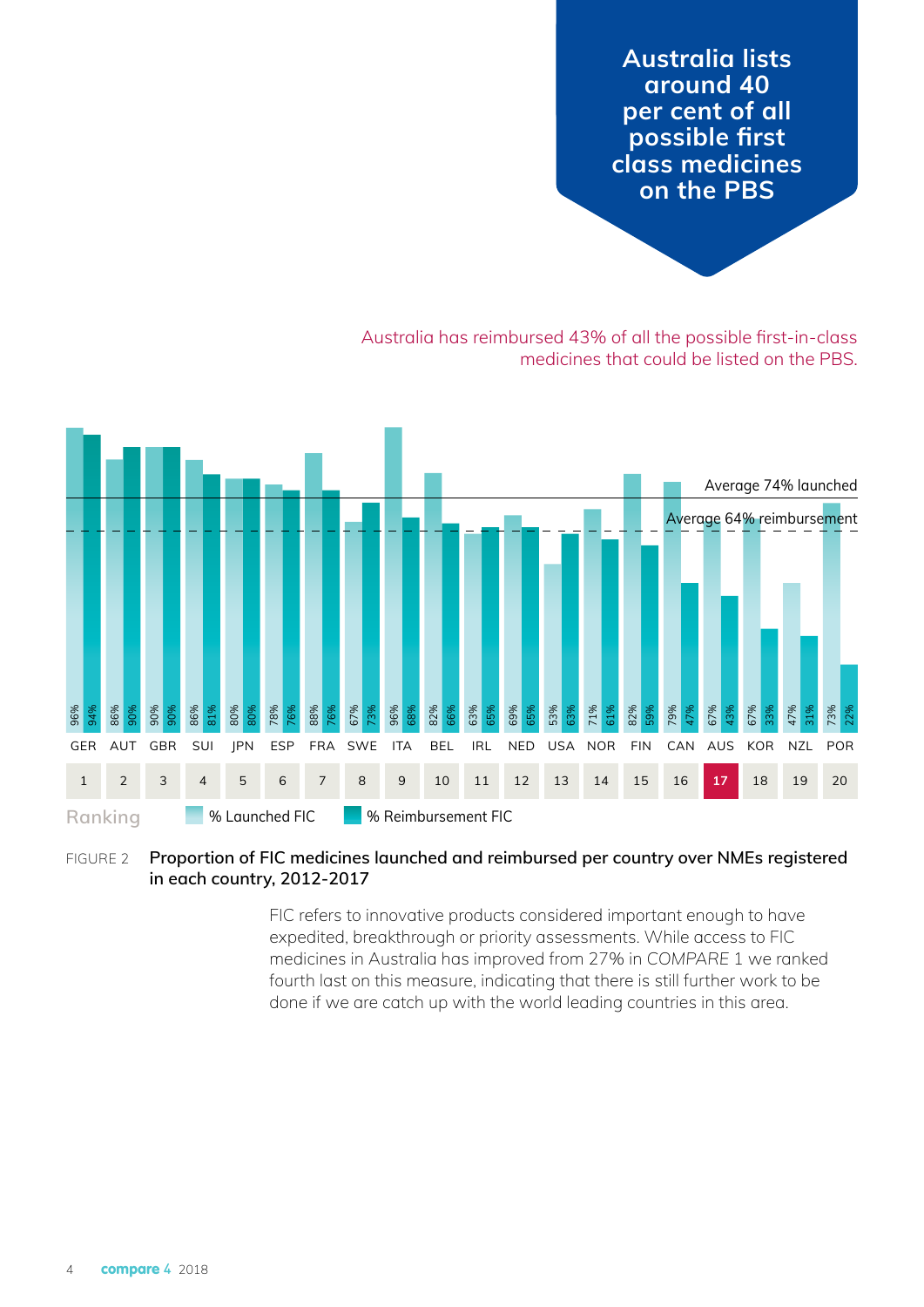**Australia lists around 40 per cent of all possible first class medicines on the PBS**

Australia has reimbursed 43% of all the possible first-in-class medicines that could be listed on the PBS.

| Ranking | Country | % Launched FIC | % Reimbursement FIC |
|---|---|---|---|
| 1 | GER | 96% | 94% |
| 2 | AUT | 86% | 90% |
| 3 | GBR | 90% | 90% |
| 4 | SUI | 86% | 81% |
| 5 | JPN | 80% | 80% |
| 6 | ESP | 78% | 76% |
| 7 | FRA | 88% | 76% |
| 8 | SWE | 67% | 73% |
| 9 | ITA | 96% | 68% |
| 10 | BEL | 82% | 66% |
| 11 | IRL | 63% | 65% |
| 12 | NED | 69% | 65% |
| 13 | USA | 53% | 63% |
| 14 | NOR | 71% | 61% |
| 15 | FIN | 82% | 59% |
| 16 | CAN | 79% | 47% |
| 17 | AUS | 67% | 43% |
| 18 | KOR | 67% | 33% |
| 19 | NZL | 47% | 31% |
| 20 | POR | 73% | 22% |

Average 74% launched

Average 64% reimbursement

FIGURE 2 **Proportion of FIC medicines launched and reimbursed per country over NMEs registered in each country, 2012-2017**

FIC refers to innovative products considered important enough to have expedited, breakthrough or priority assessments. While access to FIC medicines in Australia has improved from 27% in *COMPARE 1* we ranked fourth last on this measure, indicating that there is still further work to be done if we are catch up with the world leading countries in this area.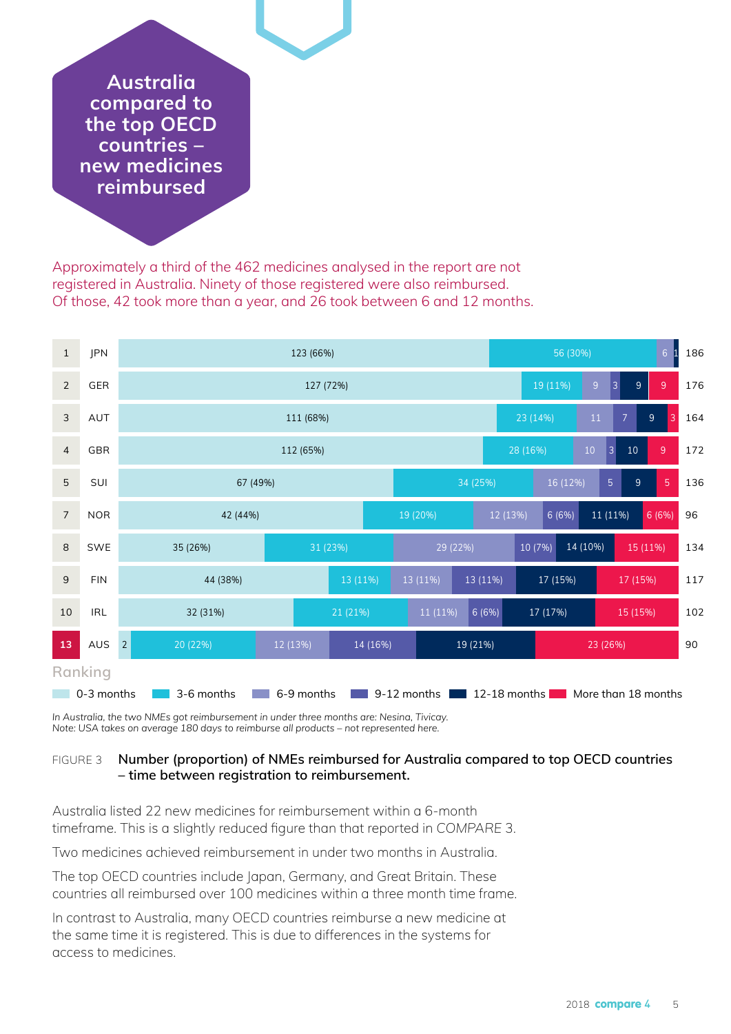# Australia compared to the top OECD countries – new medicines reimbursed

Approximately a third of the 462 medicines analysed in the report are not registered in Australia. Ninety of those registered were also reimbursed. Of those, 42 took more than a year, and 26 took between 6 and 12 months.

| Ranking | Country | 0-3 months | 3-6 months | 6-9 months | 9-12 months | 12-18 months | More than 18 months | Total |
|---|---|---|---|---|---|---|---|---|
| 1 | JPN | 123 (66%) | 56 (30%) | 6 | 1 | | | 186 |
| 2 | GER | 127 (72%) | 19 (11%) | 9 | 3 | 9 | 9 | 176 |
| 3 | AUT | 111 (68%) | 23 (14%) | 11 | 7 | 9 | 3 | 164 |
| 4 | GBR | 112 (65%) | 28 (16%) | 10 | 3 | 10 | 9 | 172 |
| 5 | SUI | 67 (49%) | 34 (25%) | 16 (12%) | 5 | 9 | 5 | 136 |
| 7 | NOR | 42 (44%) | 19 (20%) | 12 (13%) | 6 (6%) | 11 (11%) | 6 (6%) | 96 |
| 8 | SWE | 35 (26%) | 31 (23%) | 29 (22%) | 10 (7%) | 14 (10%) | 15 (11%) | 134 |
| 9 | FIN | 44 (38%) | 13 (11%) | 13 (11%) | 13 (11%) | 17 (15%) | 17 (15%) | 117 |
| 10 | IRL | 32 (31%) | 21 (21%) | 11 (11%) | 6 (6%) | 17 (17%) | 15 (15%) | 102 |
| 13 | AUS | 2 | 20 (22%) | 12 (13%) | 14 (16%) | 19 (21%) | 23 (26%) | 90 |

*In Australia, the two NMEs got reimbursement in under three months are: Nesina, Tivicay.*
*Note: USA takes on average 180 days to reimburse all products – not represented here.*

FIGURE 3 **Number (proportion) of NMEs reimbursed for Australia compared to top OECD countries – time between registration to reimbursement.**

Australia listed 22 new medicines for reimbursement within a 6-month timeframe. This is a slightly reduced figure than that reported in COMPARE 3.

Two medicines achieved reimbursement in under two months in Australia.

The top OECD countries include Japan, Germany, and Great Britain. These countries all reimbursed over 100 medicines within a three month time frame.

In contrast to Australia, many OECD countries reimburse a new medicine at the same time it is registered. This is due to differences in the systems for access to medicines.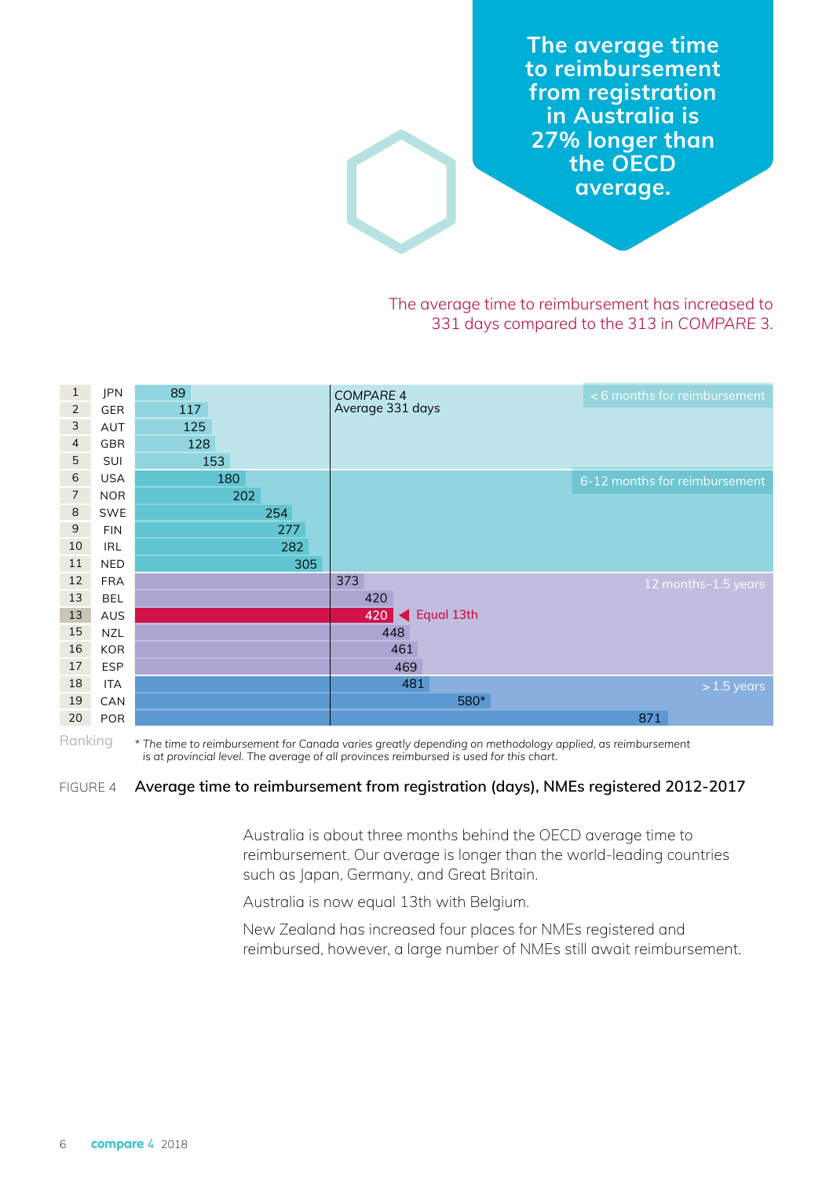**The average time to reimbursement from registration in Australia is 27% longer than the OECD average.**

The average time to reimbursement has increased to 331 days compared to the 313 in COMPARE 3.

COMPARE 4 Average 331 days

| Ranking | Country | Days | Category |
|---|---|---|---|
| 1 | JPN | 89 | < 6 months for reimbursement |
| 2 | GER | 117 | < 6 months for reimbursement |
| 3 | AUT | 125 | < 6 months for reimbursement |
| 4 | GBR | 128 | < 6 months for reimbursement |
| 5 | SUI | 153 | < 6 months for reimbursement |
| 6 | USA | 180 | 6-12 months for reimbursement |
| 7 | NOR | 202 | 6-12 months for reimbursement |
| 8 | SWE | 254 | 6-12 months for reimbursement |
| 9 | FIN | 277 | 6-12 months for reimbursement |
| 10 | IRL | 282 | 6-12 months for reimbursement |
| 11 | NED | 305 | 6-12 months for reimbursement |
| 12 | FRA | 373 | 12 months–1.5 years |
| 13 | BEL | 420 | 12 months–1.5 years |
| 13 | AUS | 420 (Equal 13th) | 12 months–1.5 years |
| 15 | NZL | 448 | 12 months–1.5 years |
| 16 | KOR | 461 | 12 months–1.5 years |
| 17 | ESP | 469 | 12 months–1.5 years |
| 18 | ITA | 481 | > 1.5 years |
| 19 | CAN | 580* | > 1.5 years |
| 20 | POR | 871 | > 1.5 years |

*\* The time to reimbursement for Canada varies greatly depending on methodology applied, as reimbursement is at provincial level. The average of all provinces reimbursed is used for this chart.*

FIGURE 4 **Average time to reimbursement from registration (days), NMEs registered 2012-2017**

Australia is about three months behind the OECD average time to reimbursement. Our average is longer than the world-leading countries such as Japan, Germany, and Great Britain.

Australia is now equal 13th with Belgium.

New Zealand has increased four places for NMEs registered and reimbursed, however, a large number of NMEs still await reimbursement.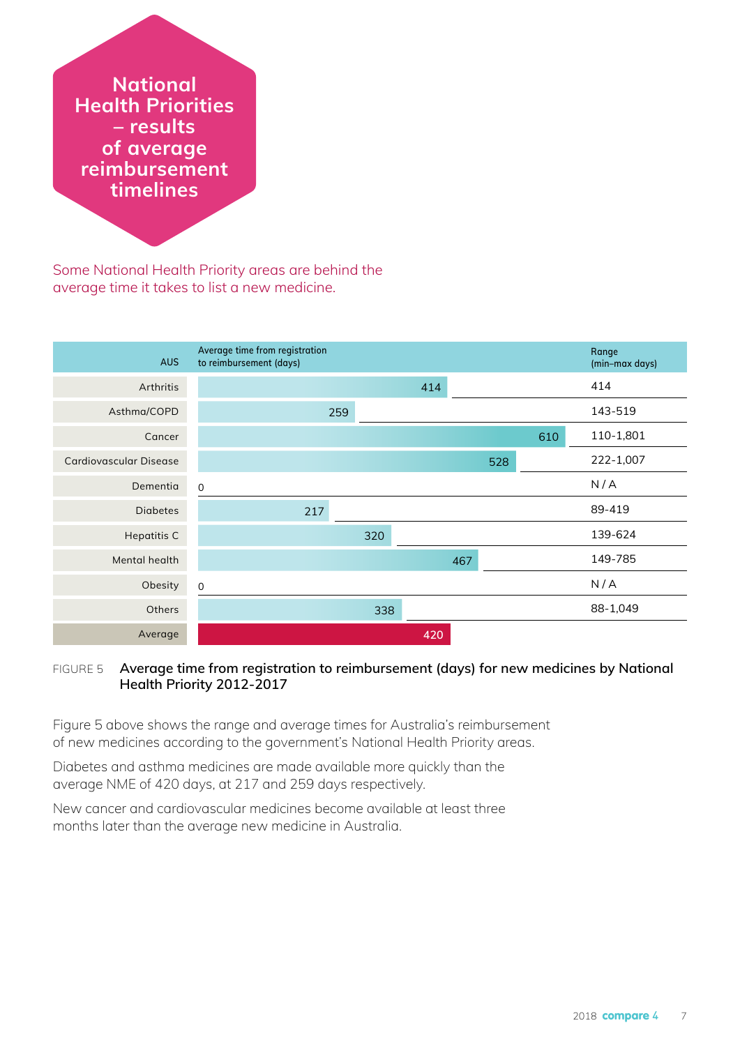# National Health Priorities – results of average reimbursement timelines

Some National Health Priority areas are behind the average time it takes to list a new medicine.

| AUS | Average time from registration to reimbursement (days) | Range (min–max days) |
|---|---|---|
| Arthritis | 414 | 414 |
| Asthma/COPD | 259 | 143-519 |
| Cancer | 610 | 110-1,801 |
| Cardiovascular Disease | 528 | 222-1,007 |
| Dementia | 0 | N / A |
| Diabetes | 217 | 89-419 |
| Hepatitis C | 320 | 139-624 |
| Mental health | 467 | 149-785 |
| Obesity | 0 | N / A |
| Others | 338 | 88-1,049 |
| Average | 420 | |

FIGURE 5 **Average time from registration to reimbursement (days) for new medicines by National Health Priority 2012-2017**

Figure 5 above shows the range and average times for Australia's reimbursement of new medicines according to the government's National Health Priority areas.

Diabetes and asthma medicines are made available more quickly than the average NME of 420 days, at 217 and 259 days respectively.

New cancer and cardiovascular medicines become available at least three months later than the average new medicine in Australia.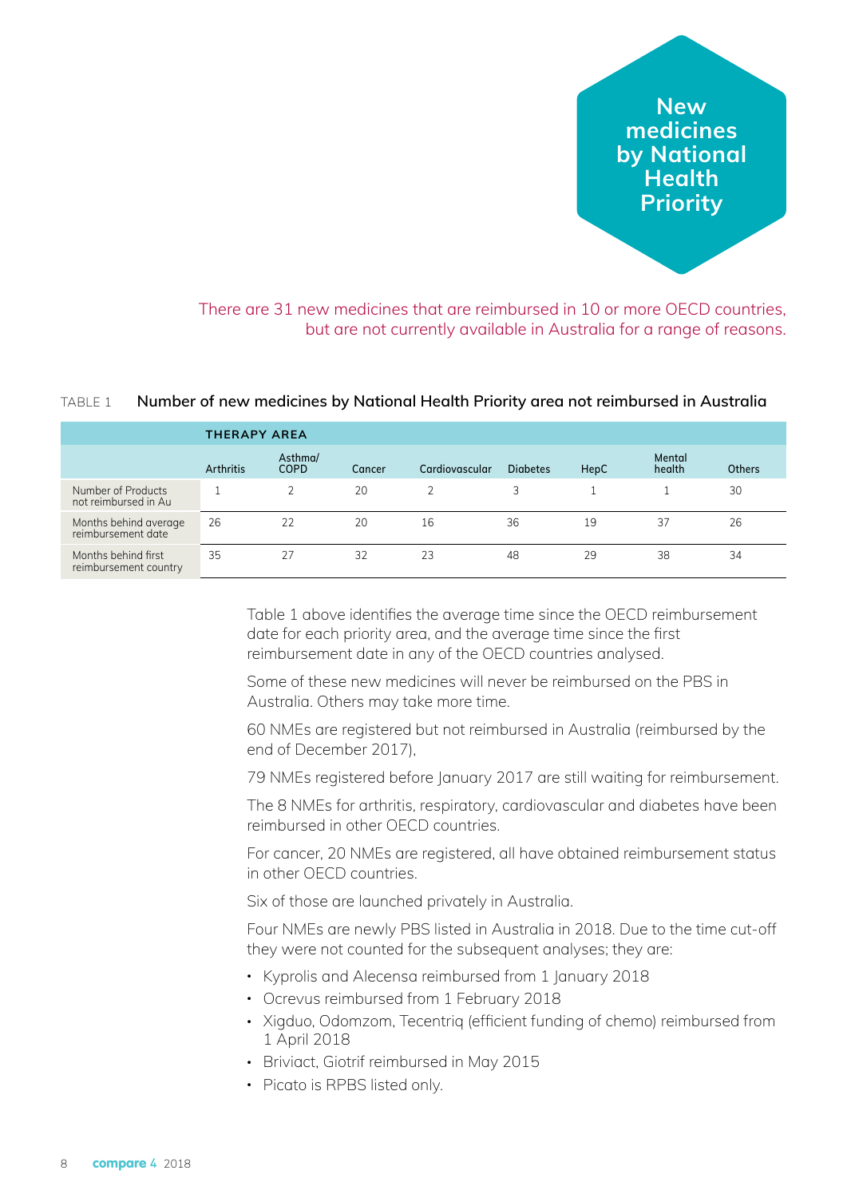# New medicines by National Health Priority

There are 31 new medicines that are reimbursed in 10 or more OECD countries, but are not currently available in Australia for a range of reasons.

TABLE 1 **Number of new medicines by National Health Priority area not reimbursed in Australia**

| | **THERAPY AREA** | | | | | | | |
|---|---|---|---|---|---|---|---|---|
| | Arthritis | Asthma/ COPD | Cancer | Cardiovascular | Diabetes | HepC | Mental health | Others |
| Number of Products not reimbursed in Au | 1 | 2 | 20 | 2 | 3 | 1 | 1 | 30 |
| Months behind average reimbursement date | 26 | 22 | 20 | 16 | 36 | 19 | 37 | 26 |
| Months behind first reimbursement country | 35 | 27 | 32 | 23 | 48 | 29 | 38 | 34 |

Table 1 above identifies the average time since the OECD reimbursement date for each priority area, and the average time since the first reimbursement date in any of the OECD countries analysed.

Some of these new medicines will never be reimbursed on the PBS in Australia. Others may take more time.

60 NMEs are registered but not reimbursed in Australia (reimbursed by the end of December 2017),

79 NMEs registered before January 2017 are still waiting for reimbursement.

The 8 NMEs for arthritis, respiratory, cardiovascular and diabetes have been reimbursed in other OECD countries.

For cancer, 20 NMEs are registered, all have obtained reimbursement status in other OECD countries.

Six of those are launched privately in Australia.

Four NMEs are newly PBS listed in Australia in 2018. Due to the time cut-off they were not counted for the subsequent analyses; they are:

- Kyprolis and Alecensa reimbursed from 1 January 2018
- Ocrevus reimbursed from 1 February 2018
- Xigduo, Odomzom, Tecentriq (efficient funding of chemo) reimbursed from 1 April 2018
- Briviact, Giotrif reimbursed in May 2015
- Picato is RPBS listed only.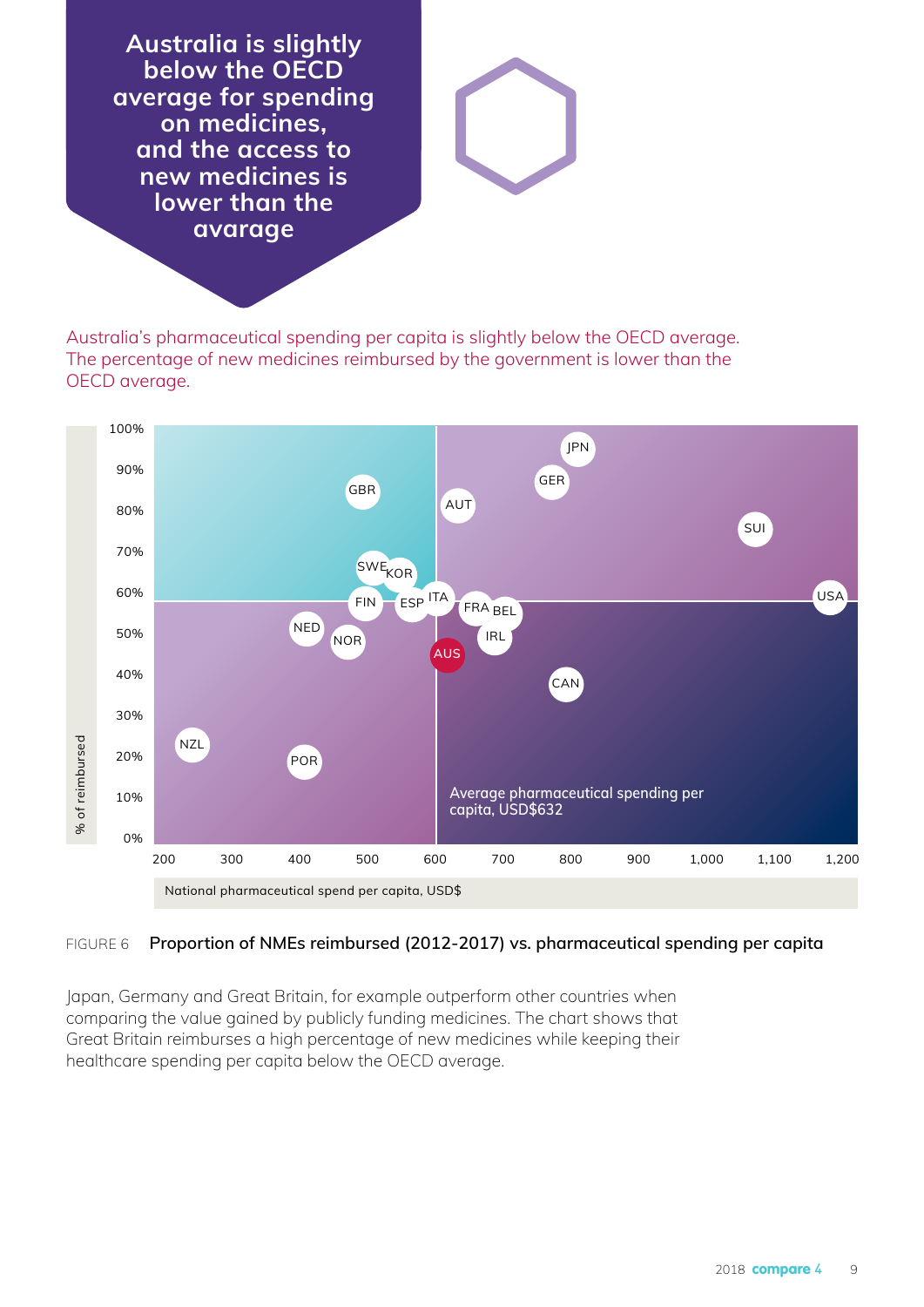# Australia is slightly below the OECD average for spending on medicines, and the access to new medicines is lower than the avarage

Australia's pharmaceutical spending per capita is slightly below the OECD average. The percentage of new medicines reimbursed by the government is lower than the OECD average.

FIGURE 6 **Proportion of NMEs reimbursed (2012-2017) vs. pharmaceutical spending per capita**

Japan, Germany and Great Britain, for example outperform other countries when comparing the value gained by publicly funding medicines. The chart shows that Great Britain reimburses a high percentage of new medicines while keeping their healthcare spending per capita below the OECD average.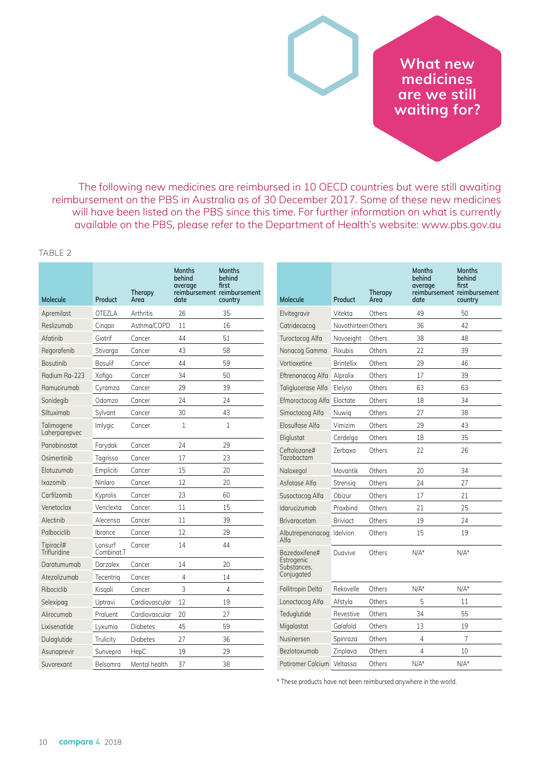# What new medicines are we still waiting for?

The following new medicines are reimbursed in 10 OECD countries but were still awaiting reimbursement on the PBS in Australia as of 30 December 2017. Some of these new medicines will have been listed on the PBS since this time. For further information on what is currently available on the PBS, please refer to the Department of Health's website: www.pbs.gov.au

TABLE 2

| Molecule | Product | Therapy Area | Months behind average reimbursement date | Months behind first reimbursement country |
|---|---|---|---|---|
| Apremilast | OTEZLA | Arthritis | 26 | 35 |
| Reslizumab | Cinqair | Asthma/COPD | 11 | 16 |
| Afatinib | Giotrif | Cancer | 44 | 51 |
| Regorafenib | Stivarga | Cancer | 43 | 58 |
| Bosutinib | Bosulif | Cancer | 44 | 59 |
| Radium Ra-223 | Xofigo | Cancer | 34 | 50 |
| Ramucirumab | Cyramza | Cancer | 29 | 39 |
| Sonidegib | Odomzo | Cancer | 24 | 24 |
| Siltuximab | Sylvant | Cancer | 30 | 43 |
| Talimogene Laherparepvec | Imlygic | Cancer | 1 | 1 |
| Panobinostat | Farydak | Cancer | 24 | 29 |
| Osimertinib | Tagrisso | Cancer | 17 | 23 |
| Elotuzumab | Empliciti | Cancer | 15 | 20 |
| Ixazomib | Ninlaro | Cancer | 12 | 20 |
| Carfilzomib | Kyprolis | Cancer | 23 | 60 |
| Venetoclax | Venclexta | Cancer | 11 | 15 |
| Alectinib | Alecensa | Cancer | 11 | 39 |
| Palbociclib | Ibrance | Cancer | 12 | 29 |
| Tipiracil# Trifluridine | Lonsurf Combinat.T | Cancer | 14 | 44 |
| Daratumumab | Darzalex | Cancer | 14 | 20 |
| Atezolizumab | Tecentriq | Cancer | 4 | 14 |
| Ribociclib | Kisqali | Cancer | 3 | 4 |
| Selexipag | Uptravi | Cardiovascular | 12 | 19 |
| Alirocumab | Praluent | Cardiovascular | 20 | 27 |
| Lixisenatide | Lyxumia | Diabetes | 45 | 59 |
| Dulaglutide | Trulicity | Diabetes | 27 | 36 |
| Asunaprevir | Sunvepra | HepC | 19 | 29 |
| Suvorexant | Belsomra | Mental health | 37 | 38 |
| Elvitegravir | Vitekta | Others | 49 | 50 |
| Catridecacog | Novothirteen | Others | 36 | 42 |
| Turoctocog Alfa | Novoeight | Others | 38 | 48 |
| Nonacog Gamma | Rixubis | Others | 22 | 39 |
| Vortioxetine | Brintellix | Others | 29 | 46 |
| Eftrenonacog Alfa | Alprolix | Others | 17 | 39 |
| Taliglucerase Alfa | Elelyso | Others | 63 | 63 |
| Efmoroctocog Alfa | Eloctate | Others | 18 | 34 |
| Simoctocog Alfa | Nuwiq | Others | 27 | 38 |
| Elosulfase Alfa | Vimizim | Others | 29 | 43 |
| Eliglustat | Cerdelga | Others | 18 | 35 |
| Ceftolozane# Tazobactam | Zerbaxa | Others | 22 | 26 |
| Naloxegol | Movantik | Others | 20 | 34 |
| Asfotase Alfa | Strensiq | Others | 24 | 27 |
| Susoctocog Alfa | Obizur | Others | 17 | 21 |
| Idarucizumab | Praxbind | Others | 21 | 25 |
| Brivaracetam | Briviact | Others | 19 | 24 |
| Albutrepenonacog Alfa | Idelvion | Others | 15 | 19 |
| Bazedoxifene# Estrogenic Substances, Conjugated | Duavive | Others | N/A* | N/A* |
| Follitropin Delta | Rekovelle | Others | N/A* | N/A* |
| Lonoctocog Alfa | Afstyla | Others | 5 | 11 |
| Teduglutide | Revestive | Others | 34 | 55 |
| Migalastat | Galafold | Others | 13 | 19 |
| Nusinersen | Spinraza | Others | 4 | 7 |
| Bezlotoxumab | Zinplava | Others | 4 | 10 |
| Patiromer Calcium | Veltassa | Others | N/A* | N/A* |

* These products have not been reimbursed anywhere in the world.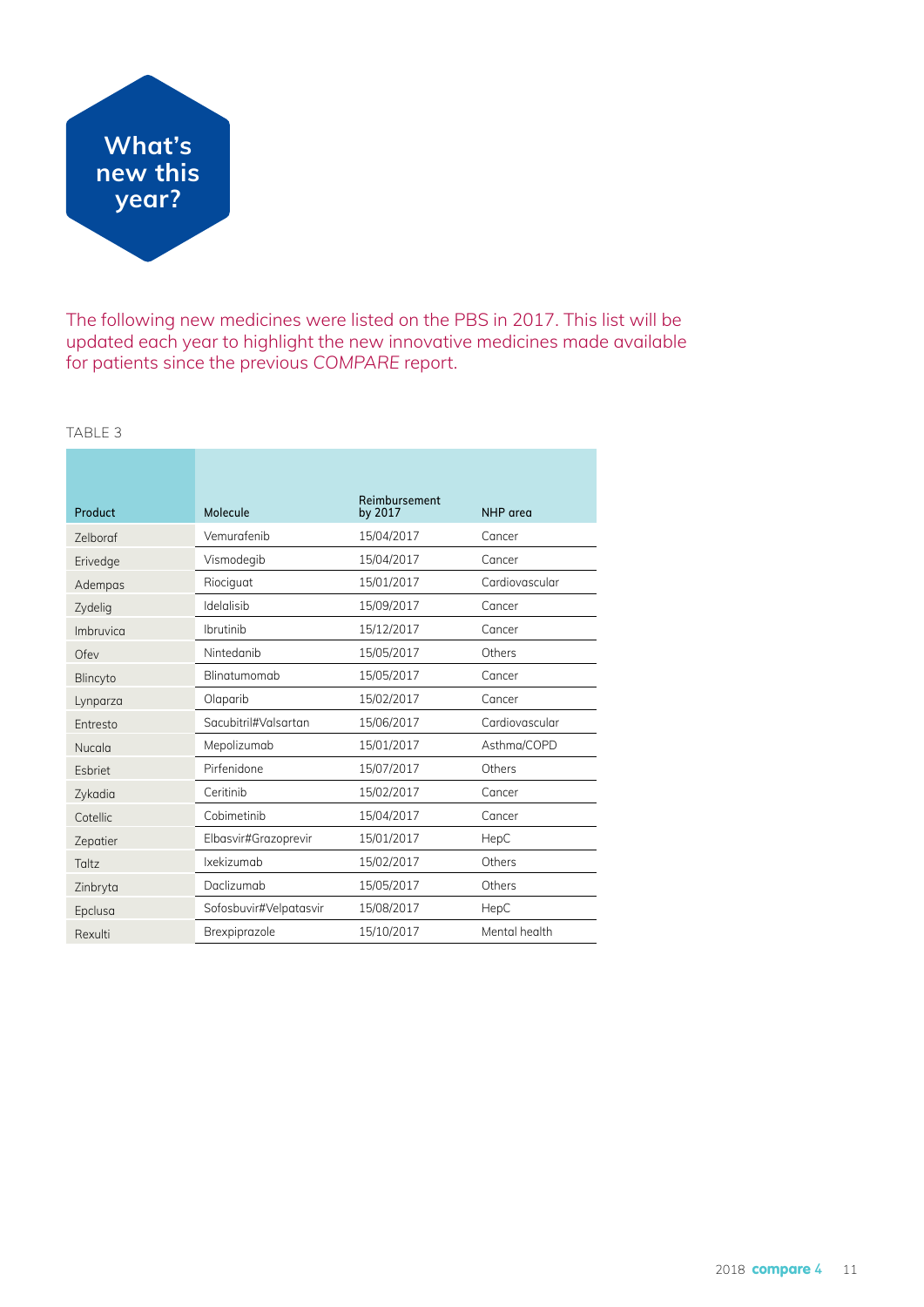# What's new this year?

The following new medicines were listed on the PBS in 2017. This list will be updated each year to highlight the new innovative medicines made available for patients since the previous *COMPARE* report.

TABLE 3

| Product | Molecule | Reimbursement by 2017 | NHP area |
|---|---|---|---|
| Zelboraf | Vemurafenib | 15/04/2017 | Cancer |
| Erivedge | Vismodegib | 15/04/2017 | Cancer |
| Adempas | Riociguat | 15/01/2017 | Cardiovascular |
| Zydelig | Idelalisib | 15/09/2017 | Cancer |
| Imbruvica | Ibrutinib | 15/12/2017 | Cancer |
| Ofev | Nintedanib | 15/05/2017 | Others |
| Blincyto | Blinatumomab | 15/05/2017 | Cancer |
| Lynparza | Olaparib | 15/02/2017 | Cancer |
| Entresto | Sacubitril#Valsartan | 15/06/2017 | Cardiovascular |
| Nucala | Mepolizumab | 15/01/2017 | Asthma/COPD |
| Esbriet | Pirfenidone | 15/07/2017 | Others |
| Zykadia | Ceritinib | 15/02/2017 | Cancer |
| Cotellic | Cobimetinib | 15/04/2017 | Cancer |
| Zepatier | Elbasvir#Grazoprevir | 15/01/2017 | HepC |
| Taltz | Ixekizumab | 15/02/2017 | Others |
| Zinbryta | Daclizumab | 15/05/2017 | Others |
| Epclusa | Sofosbuvir#Velpatasvir | 15/08/2017 | HepC |
| Rexulti | Brexpiprazole | 15/10/2017 | Mental health |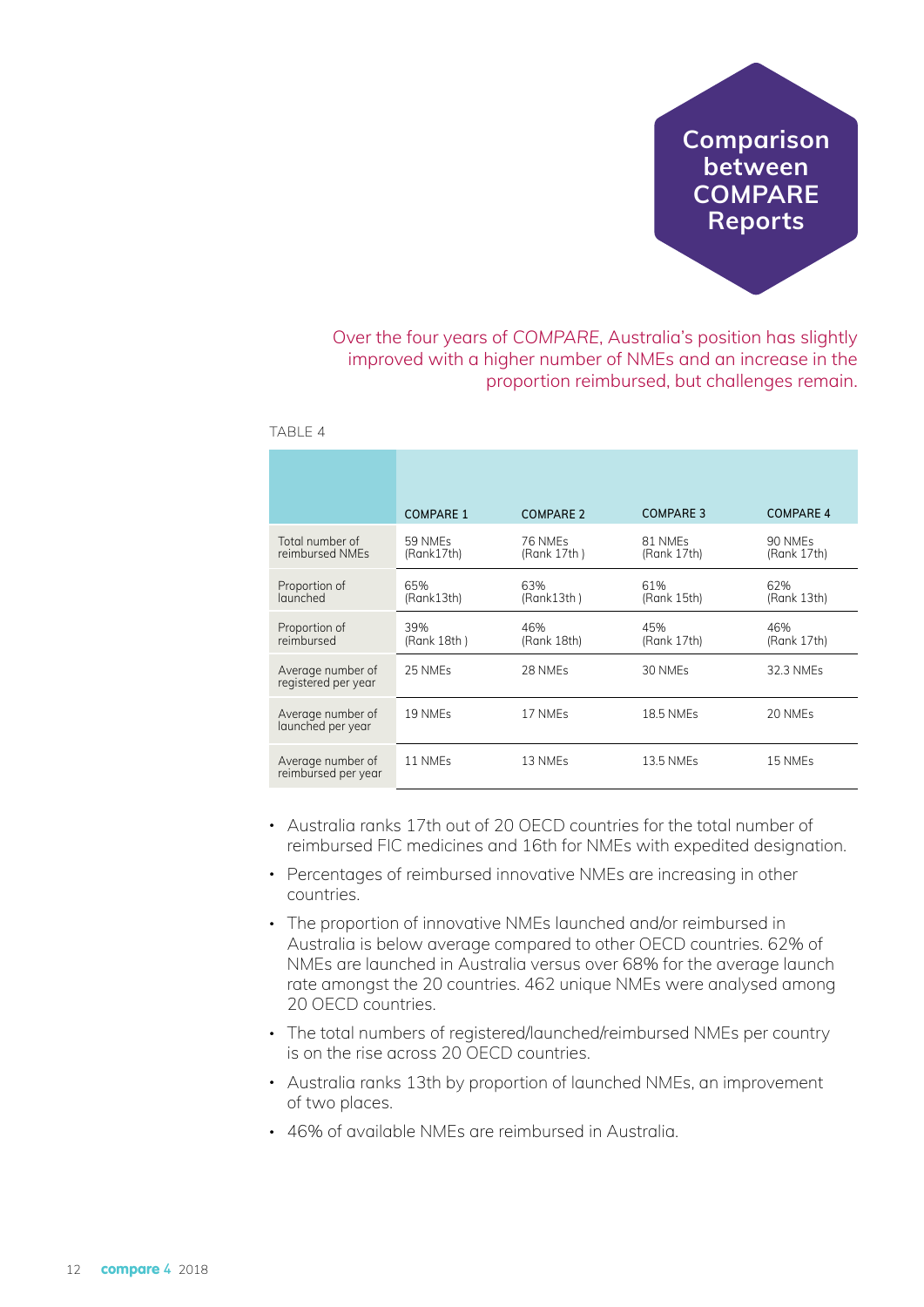# Comparison between COMPARE Reports

Over the four years of *COMPARE*, Australia's position has slightly improved with a higher number of NMEs and an increase in the proportion reimbursed, but challenges remain.

TABLE 4

| | COMPARE 1 | COMPARE 2 | COMPARE 3 | COMPARE 4 |
|---|---|---|---|---|
| Total number of reimbursed NMEs | 59 NMEs (Rank17th) | 76 NMEs (Rank 17th ) | 81 NMEs (Rank 17th) | 90 NMEs (Rank 17th) |
| Proportion of launched | 65% (Rank13th) | 63% (Rank13th ) | 61% (Rank 15th) | 62% (Rank 13th) |
| Proportion of reimbursed | 39% (Rank 18th ) | 46% (Rank 18th) | 45% (Rank 17th) | 46% (Rank 17th) |
| Average number of registered per year | 25 NMEs | 28 NMEs | 30 NMEs | 32.3 NMEs |
| Average number of launched per year | 19 NMEs | 17 NMEs | 18.5 NMEs | 20 NMEs |
| Average number of reimbursed per year | 11 NMEs | 13 NMEs | 13.5 NMEs | 15 NMEs |

- Australia ranks 17th out of 20 OECD countries for the total number of reimbursed FIC medicines and 16th for NMEs with expedited designation.
- Percentages of reimbursed innovative NMEs are increasing in other countries.
- The proportion of innovative NMEs launched and/or reimbursed in Australia is below average compared to other OECD countries. 62% of NMEs are launched in Australia versus over 68% for the average launch rate amongst the 20 countries. 462 unique NMEs were analysed among 20 OECD countries.
- The total numbers of registered/launched/reimbursed NMEs per country is on the rise across 20 OECD countries.
- Australia ranks 13th by proportion of launched NMEs, an improvement of two places.
- 46% of available NMEs are reimbursed in Australia.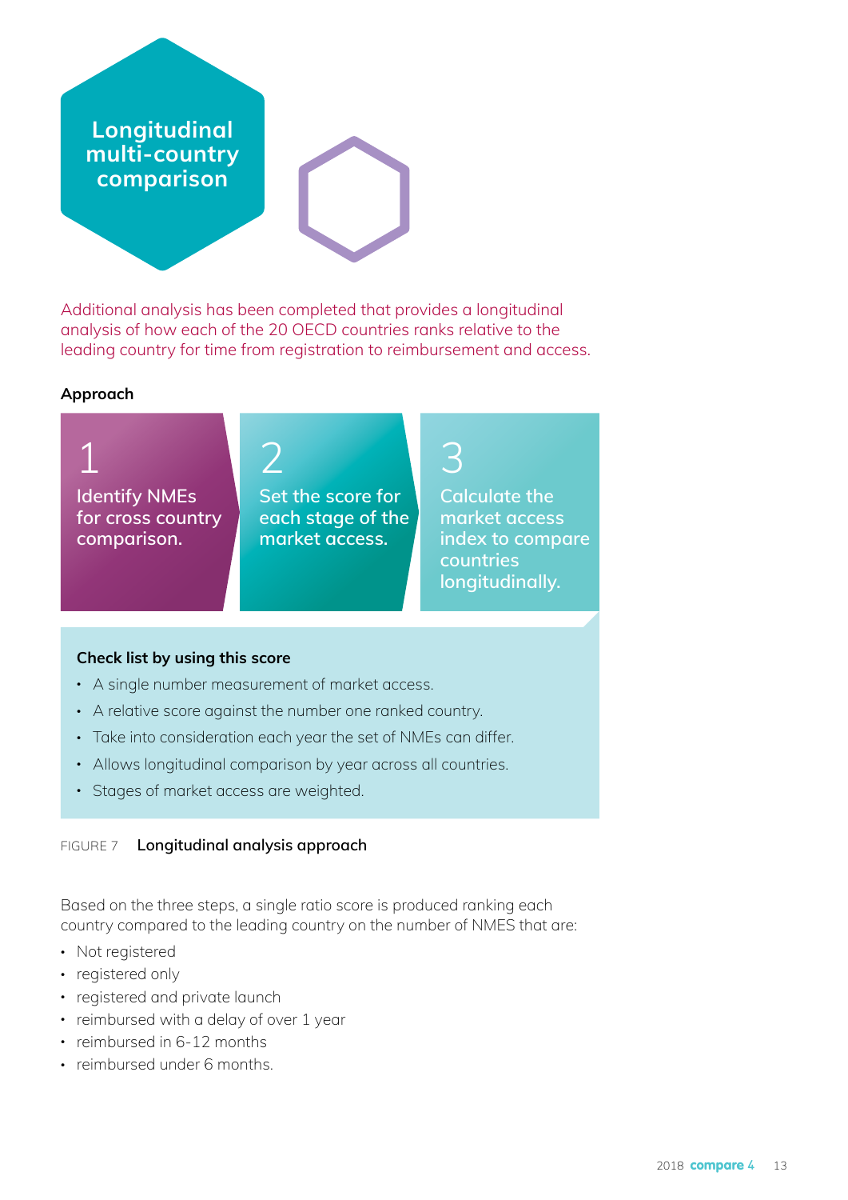# Longitudinal multi-country comparison

Additional analysis has been completed that provides a longitudinal analysis of how each of the 20 OECD countries ranks relative to the leading country for time from registration to reimbursement and access.

**Approach**

1. Identify NMEs for cross country comparison.
2. Set the score for each stage of the market access.
3. Calculate the market access index to compare countries longitudinally.

**Check list by using this score**

- A single number measurement of market access.
- A relative score against the number one ranked country.
- Take into consideration each year the set of NMEs can differ.
- Allows longitudinal comparison by year across all countries.
- Stages of market access are weighted.

FIGURE 7 **Longitudinal analysis approach**

Based on the three steps, a single ratio score is produced ranking each country compared to the leading country on the number of NMES that are:

- Not registered
- registered only
- registered and private launch
- reimbursed with a delay of over 1 year
- reimbursed in 6-12 months
- reimbursed under 6 months.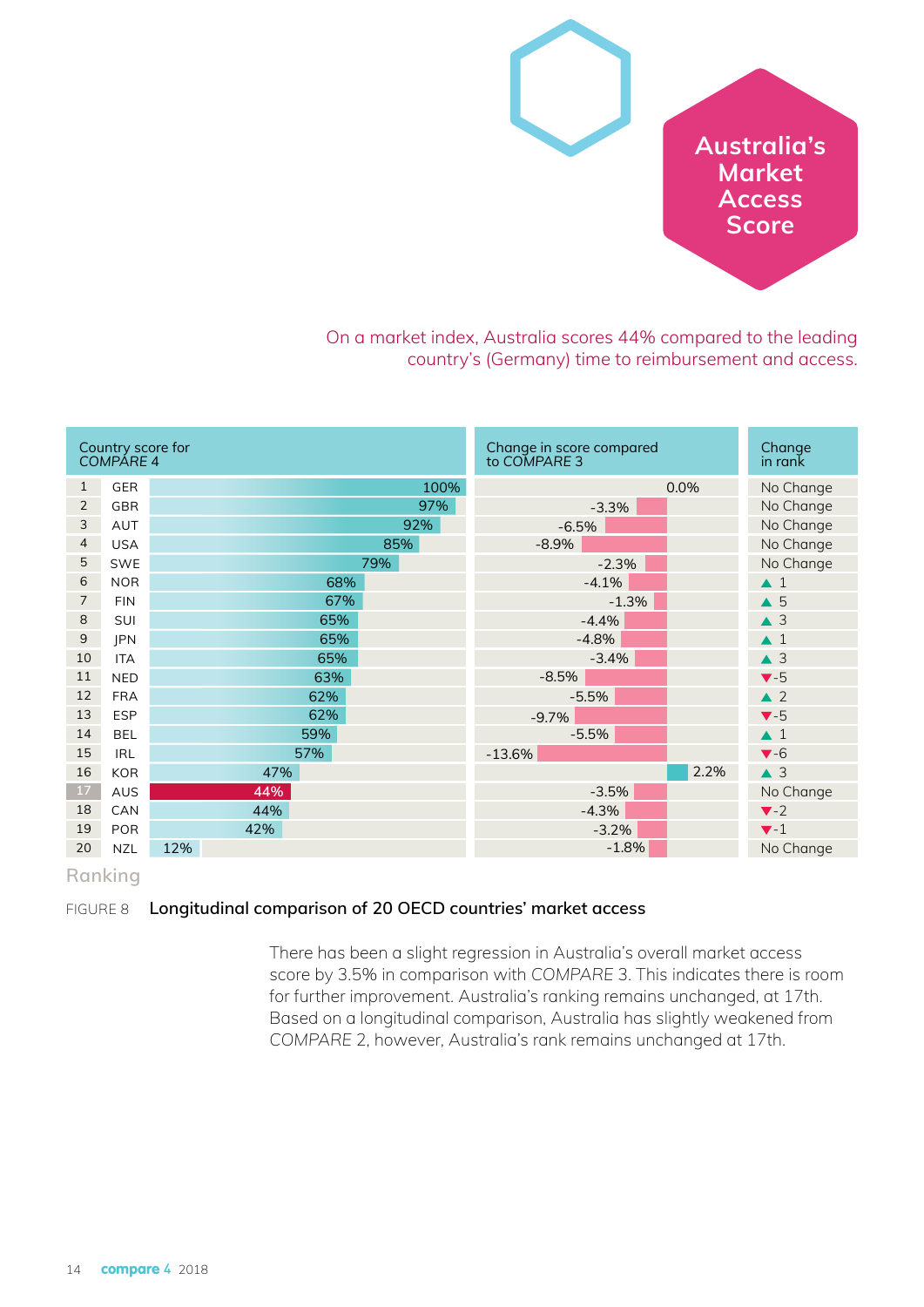# Australia's Market Access Score

On a market index, Australia scores 44% compared to the leading country's (Germany) time to reimbursement and access.

| Ranking | | Country score for COMPARE 4 | Change in score compared to COMPARE 3 | Change in rank |
|---|---|---|---|---|
| 1 | GER | 100% | 0.0% | No Change |
| 2 | GBR | 97% | -3.3% | No Change |
| 3 | AUT | 92% | -6.5% | No Change |
| 4 | USA | 85% | -8.9% | No Change |
| 5 | SWE | 79% | -2.3% | No Change |
| 6 | NOR | 68% | -4.1% | ▲ 1 |
| 7 | FIN | 67% | -1.3% | ▲ 5 |
| 8 | SUI | 65% | -4.4% | ▲ 3 |
| 9 | JPN | 65% | -4.8% | ▲ 1 |
| 10 | ITA | 65% | -3.4% | ▲ 3 |
| 11 | NED | 63% | -8.5% | ▼ -5 |
| 12 | FRA | 62% | -5.5% | ▲ 2 |
| 13 | ESP | 62% | -9.7% | ▼ -5 |
| 14 | BEL | 59% | -5.5% | ▲ 1 |
| 15 | IRL | 57% | -13.6% | ▼ -6 |
| 16 | KOR | 47% | 2.2% | ▲ 3 |
| 17 | AUS | 44% | -3.5% | No Change |
| 18 | CAN | 44% | -4.3% | ▼ -2 |
| 19 | POR | 42% | -3.2% | ▼ -1 |
| 20 | NZL | 12% | -1.8% | No Change |

FIGURE 8 **Longitudinal comparison of 20 OECD countries' market access**

There has been a slight regression in Australia's overall market access score by 3.5% in comparison with COMPARE 3. This indicates there is room for further improvement. Australia's ranking remains unchanged, at 17th. Based on a longitudinal comparison, Australia has slightly weakened from COMPARE 2, however, Australia's rank remains unchanged at 17th.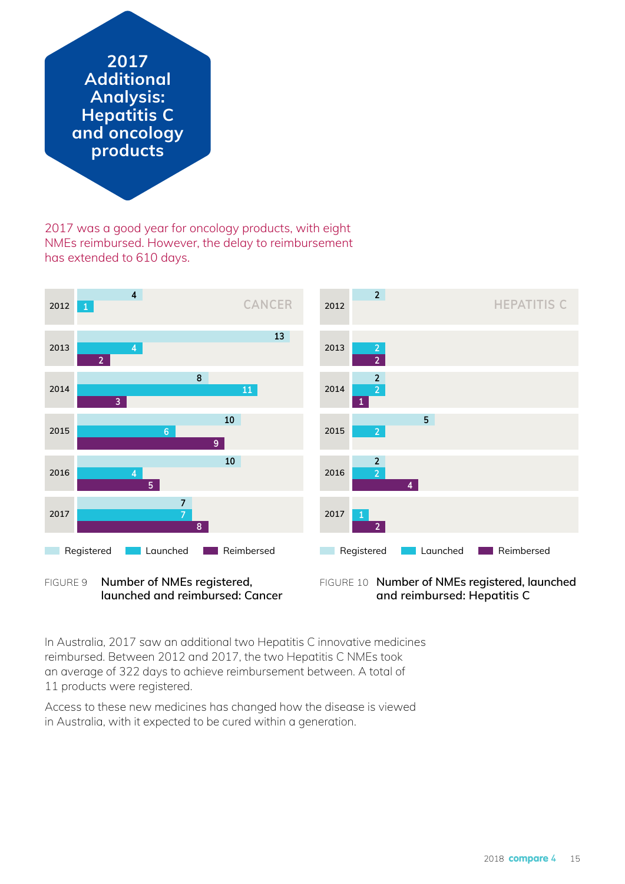# 2017 Additional Analysis: Hepatitis C and oncology products

2017 was a good year for oncology products, with eight NMEs reimbursed. However, the delay to reimbursement has extended to 610 days.

| CANCER | Registered | Launched | Reimbursed |
|---|---|---|---|
| 2012 | 4 | 1 | |
| 2013 | 13 | 4 | 2 |
| 2014 | 8 | 11 | 3 |
| 2015 | 10 | 6 | 9 |
| 2016 | 10 | 4 | 5 |
| 2017 | 7 | 7 | 8 |

FIGURE 9 Number of NMEs registered, launched and reimbursed: Cancer

| HEPATITIS C | Registered | Launched | Reimbursed |
|---|---|---|---|
| 2012 | 2 | | |
| 2013 | | 2 | 2 |
| 2014 | 2 | 2 | 1 |
| 2015 | 5 | 2 | |
| 2016 | 2 | 2 | 4 |
| 2017 | | 1 | 2 |

FIGURE 10 Number of NMEs registered, launched and reimbursed: Hepatitis C

In Australia, 2017 saw an additional two Hepatitis C innovative medicines reimbursed. Between 2012 and 2017, the two Hepatitis C NMEs took an average of 322 days to achieve reimbursement between. A total of 11 products were registered.

Access to these new medicines has changed how the disease is viewed in Australia, with it expected to be cured within a generation.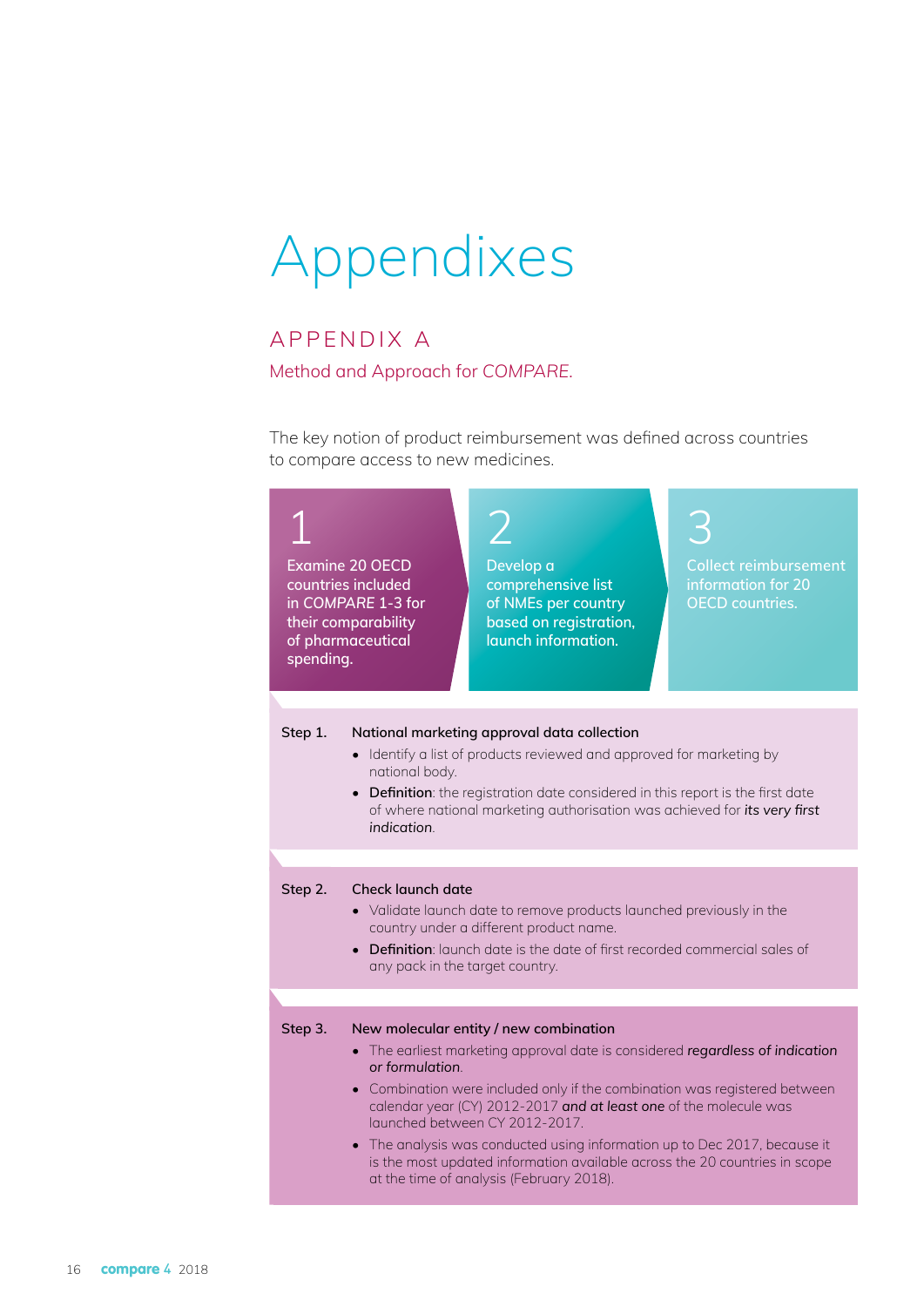# Appendixes

## APPENDIX A

### Method and Approach for COMPARE.

The key notion of product reimbursement was defined across countries to compare access to new medicines.

**1** Examine 20 OECD countries included in COMPARE 1-3 for their comparability of pharmaceutical spending.

**2** Develop a comprehensive list of NMEs per country based on registration, launch information.

**3** Collect reimbursement information for 20 OECD countries.

**Step 1.** **National marketing approval data collection**

- Identify a list of products reviewed and approved for marketing by national body.
- **Definition**: the registration date considered in this report is the first date of where national marketing authorisation was achieved for *its very first indication*.

**Step 2.** **Check launch date**

- Validate launch date to remove products launched previously in the country under a different product name.
- **Definition**: launch date is the date of first recorded commercial sales of any pack in the target country.

**Step 3.** **New molecular entity / new combination**

- The earliest marketing approval date is considered *regardless of indication or formulation*.
- Combination were included only if the combination was registered between calendar year (CY) 2012-2017 *and at least one* of the molecule was launched between CY 2012-2017.
- The analysis was conducted using information up to Dec 2017, because it is the most updated information available across the 20 countries in scope at the time of analysis (February 2018).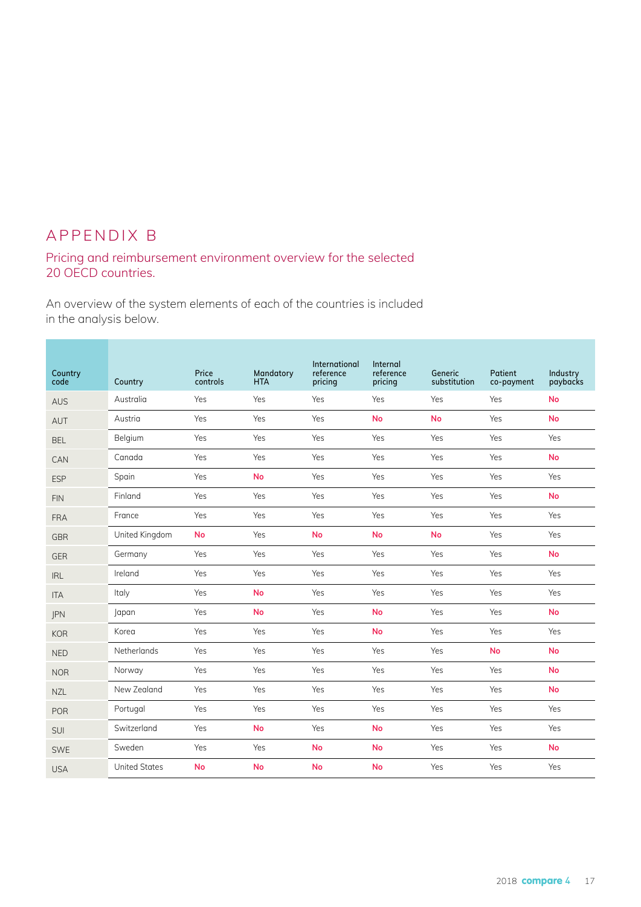# APPENDIX B

## Pricing and reimbursement environment overview for the selected 20 OECD countries.

An overview of the system elements of each of the countries is included in the analysis below.

| Country code | Country | Price controls | Mandatory HTA | International reference pricing | Internal reference pricing | Generic substitution | Patient co-payment | Industry paybacks |
|---|---|---|---|---|---|---|---|---|
| AUS | Australia | Yes | Yes | Yes | Yes | Yes | Yes | **No** |
| AUT | Austria | Yes | Yes | Yes | **No** | **No** | Yes | **No** |
| BEL | Belgium | Yes | Yes | Yes | Yes | Yes | Yes | Yes |
| CAN | Canada | Yes | Yes | Yes | Yes | Yes | Yes | **No** |
| ESP | Spain | Yes | **No** | Yes | Yes | Yes | Yes | Yes |
| FIN | Finland | Yes | Yes | Yes | Yes | Yes | Yes | **No** |
| FRA | France | Yes | Yes | Yes | Yes | Yes | Yes | Yes |
| GBR | United Kingdom | **No** | Yes | **No** | **No** | **No** | Yes | Yes |
| GER | Germany | Yes | Yes | Yes | Yes | Yes | Yes | **No** |
| IRL | Ireland | Yes | Yes | Yes | Yes | Yes | Yes | Yes |
| ITA | Italy | Yes | **No** | Yes | Yes | Yes | Yes | Yes |
| JPN | Japan | Yes | **No** | Yes | **No** | Yes | Yes | **No** |
| KOR | Korea | Yes | Yes | Yes | **No** | Yes | Yes | Yes |
| NED | Netherlands | Yes | Yes | Yes | Yes | Yes | **No** | **No** |
| NOR | Norway | Yes | Yes | Yes | Yes | Yes | Yes | **No** |
| NZL | New Zealand | Yes | Yes | Yes | Yes | Yes | Yes | **No** |
| POR | Portugal | Yes | Yes | Yes | Yes | Yes | Yes | Yes |
| SUI | Switzerland | Yes | **No** | Yes | **No** | Yes | Yes | Yes |
| SWE | Sweden | Yes | Yes | **No** | **No** | Yes | Yes | **No** |
| USA | United States | **No** | **No** | **No** | **No** | Yes | Yes | Yes |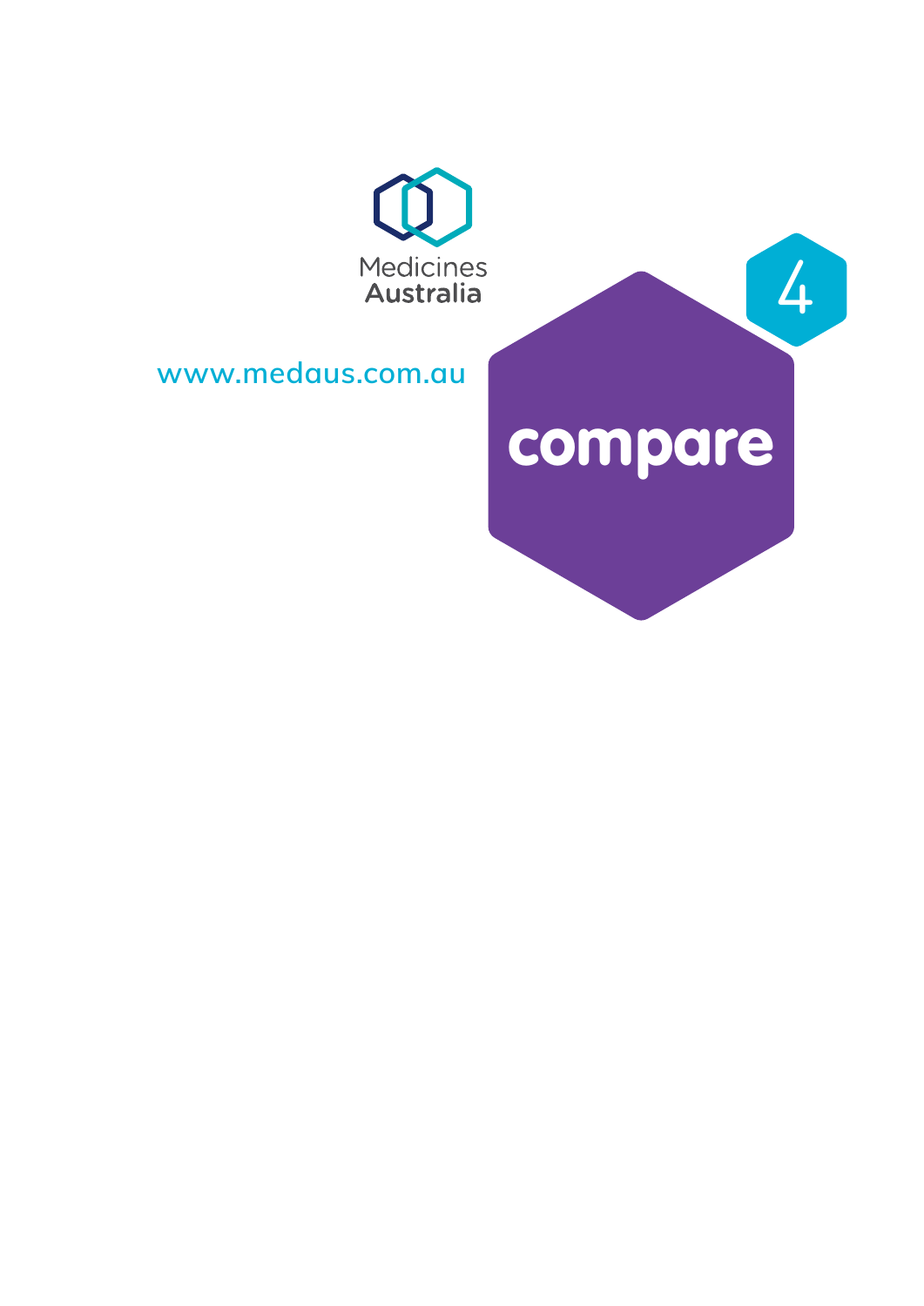Medicines Australia

www.medaus.com.au

compare

4